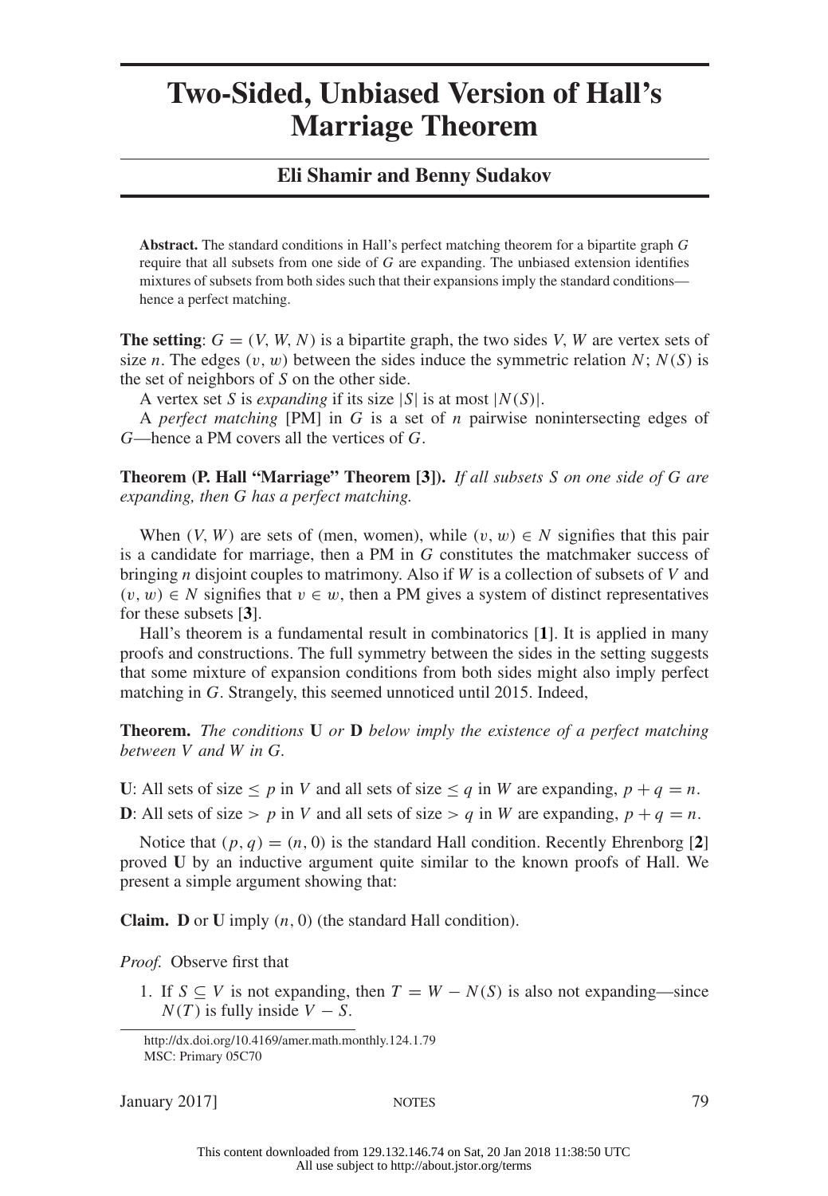# Two-Sided, Unbiased Version of Hall's Marriage Theorem

**Eli Shamir and Benny Sudakov**

**Abstract.** The standard conditions in Hall's perfect matching theorem for a bipartite graph $G$ require that all subsets from one side of $G$ are expanding. The unbiased extension identifies mixtures of subsets from both sides such that their expansions imply the standard conditions—hence a perfect matching.

**The setting**: $G = (V, W, N)$ is a bipartite graph, the two sides $V$, $W$ are vertex sets of size $n$. The edges $(v, w)$ between the sides induce the symmetric relation $N$; $N(S)$ is the set of neighbors of $S$ on the other side.

A vertex set $S$ is *expanding* if its size $|S|$ is at most $|N(S)|$.

A *perfect matching* [PM] in $G$ is a set of $n$ pairwise nonintersecting edges of $G$—hence a PM covers all the vertices of $G$.

**Theorem (P. Hall "Marriage" Theorem [3]).** *If all subsets $S$ on one side of $G$ are expanding, then $G$ has a perfect matching.*

When $(V, W)$ are sets of (men, women), while $(v, w) \in N$ signifies that this pair is a candidate for marriage, then a PM in $G$ constitutes the matchmaker success of bringing $n$ disjoint couples to matrimony. Also if $W$ is a collection of subsets of $V$ and $(v, w) \in N$ signifies that $v \in w$, then a PM gives a system of distinct representatives for these subsets [**3**].

Hall's theorem is a fundamental result in combinatorics [**1**]. It is applied in many proofs and constructions. The full symmetry between the sides in the setting suggests that some mixture of expansion conditions from both sides might also imply perfect matching in $G$. Strangely, this seemed unnoticed until 2015. Indeed,

**Theorem.** *The conditions* **U** *or* **D** *below imply the existence of a perfect matching between $V$ and $W$ in $G$.*

**U**: All sets of size $\leq p$ in $V$ and all sets of size $\leq q$ in $W$ are expanding, $p + q = n$.

**D**: All sets of size $> p$ in $V$ and all sets of size $> q$ in $W$ are expanding, $p + q = n$.

Notice that $(p, q) = (n, 0)$ is the standard Hall condition. Recently Ehrenborg [**2**] proved **U** by an inductive argument quite similar to the known proofs of Hall. We present a simple argument showing that:

**Claim.** **D** or **U** imply $(n, 0)$ (the standard Hall condition).

*Proof.* Observe first that

1. If $S \subseteq V$ is not expanding, then $T = W - N(S)$ is also not expanding—since $N(T)$ is fully inside $V - S$.

http://dx.doi.org/10.4169/amer.math.monthly.124.1.79
MSC: Primary 05C70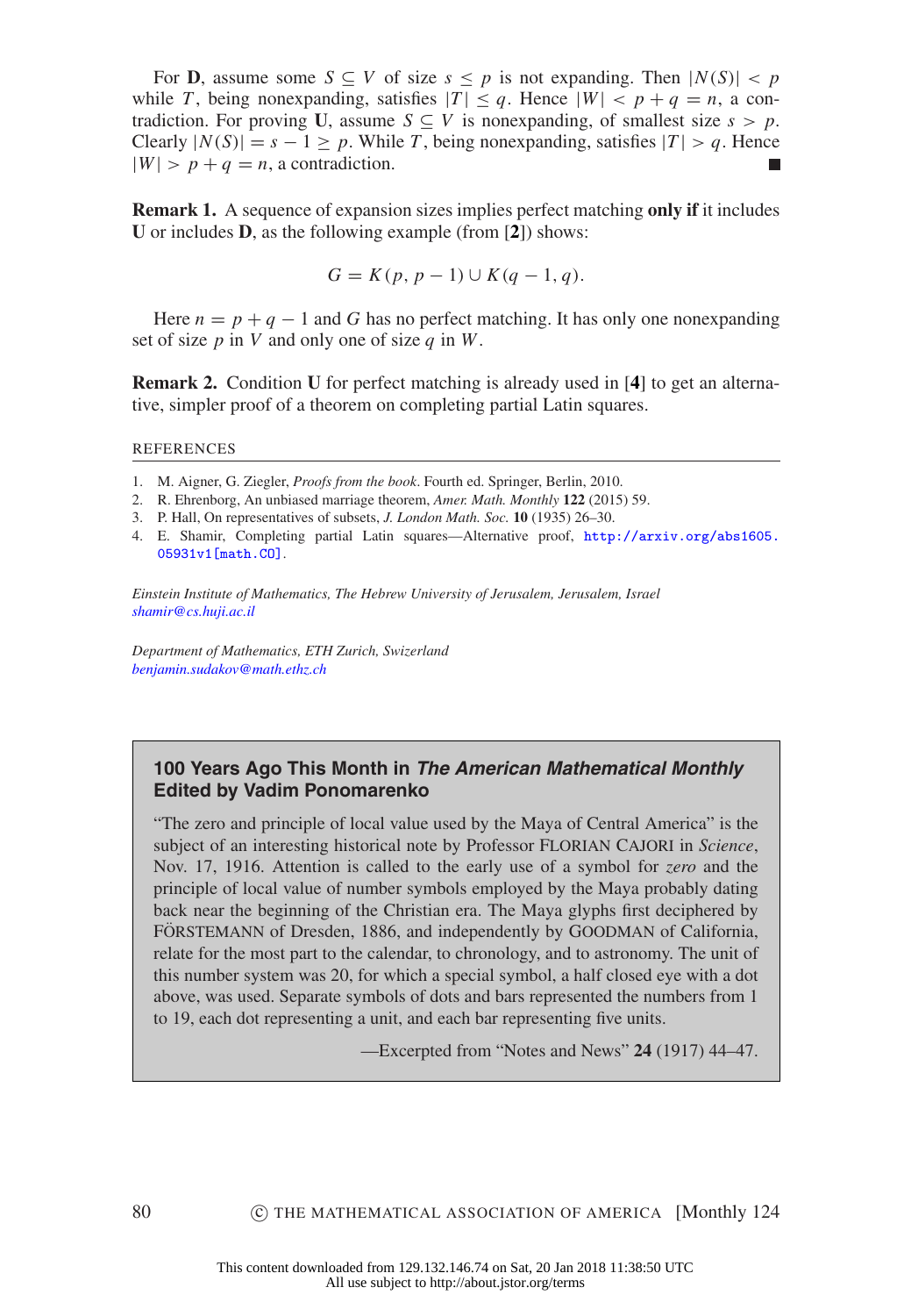For **D**, assume some $S \subseteq V$ of size $s \leq p$ is not expanding. Then $|N(S)| < p$ while $T$, being nonexpanding, satisfies $|T| \leq q$. Hence $|W| < p + q = n$, a contradiction. For proving **U**, assume $S \subseteq V$ is nonexpanding, of smallest size $s > p$. Clearly $|N(S)| = s - 1 \geq p$. While $T$, being nonexpanding, satisfies $|T| > q$. Hence $|W| > p + q = n$, a contradiction. ■

**Remark 1.** A sequence of expansion sizes implies perfect matching **only if** it includes **U** or includes **D**, as the following example (from [**2**]) shows:

$$G = K(p, p-1) \cup K(q-1, q).$$

Here $n = p + q - 1$ and $G$ has no perfect matching. It has only one nonexpanding set of size $p$ in $V$ and only one of size $q$ in $W$.

**Remark 2.** Condition **U** for perfect matching is already used in [**4**] to get an alternative, simpler proof of a theorem on completing partial Latin squares.

## REFERENCES

1. M. Aigner, G. Ziegler, *Proofs from the book*. Fourth ed. Springer, Berlin, 2010.
2. R. Ehrenborg, An unbiased marriage theorem, *Amer. Math. Monthly* **122** (2015) 59.
3. P. Hall, On representatives of subsets, *J. London Math. Soc.* **10** (1935) 26–30.
4. E. Shamir, Completing partial Latin squares—Alternative proof, http://arxiv.org/abs1605.05931v1[math.CO].

*Einstein Institute of Mathematics, The Hebrew University of Jerusalem, Jerusalem, Israel*
*shamir@cs.huji.ac.il*

*Department of Mathematics, ETH Zurich, Swizerland*
*benjamin.sudakov@math.ethz.ch*

---

### 100 Years Ago This Month in *The American Mathematical Monthly*
### Edited by Vadim Ponomarenko

"The zero and principle of local value used by the Maya of Central America" is the subject of an interesting historical note by Professor FLORIAN CAJORI in *Science*, Nov. 17, 1916. Attention is called to the early use of a symbol for *zero* and the principle of local value of number symbols employed by the Maya probably dating back near the beginning of the Christian era. The Maya glyphs first deciphered by FÖRSTEMANN of Dresden, 1886, and independently by GOODMAN of California, relate for the most part to the calendar, to chronology, and to astronomy. The unit of this number system was 20, for which a special symbol, a half closed eye with a dot above, was used. Separate symbols of dots and bars represented the numbers from 1 to 19, each dot representing a unit, and each bar representing five units.

—Excerpted from "Notes and News" **24** (1917) 44–47.